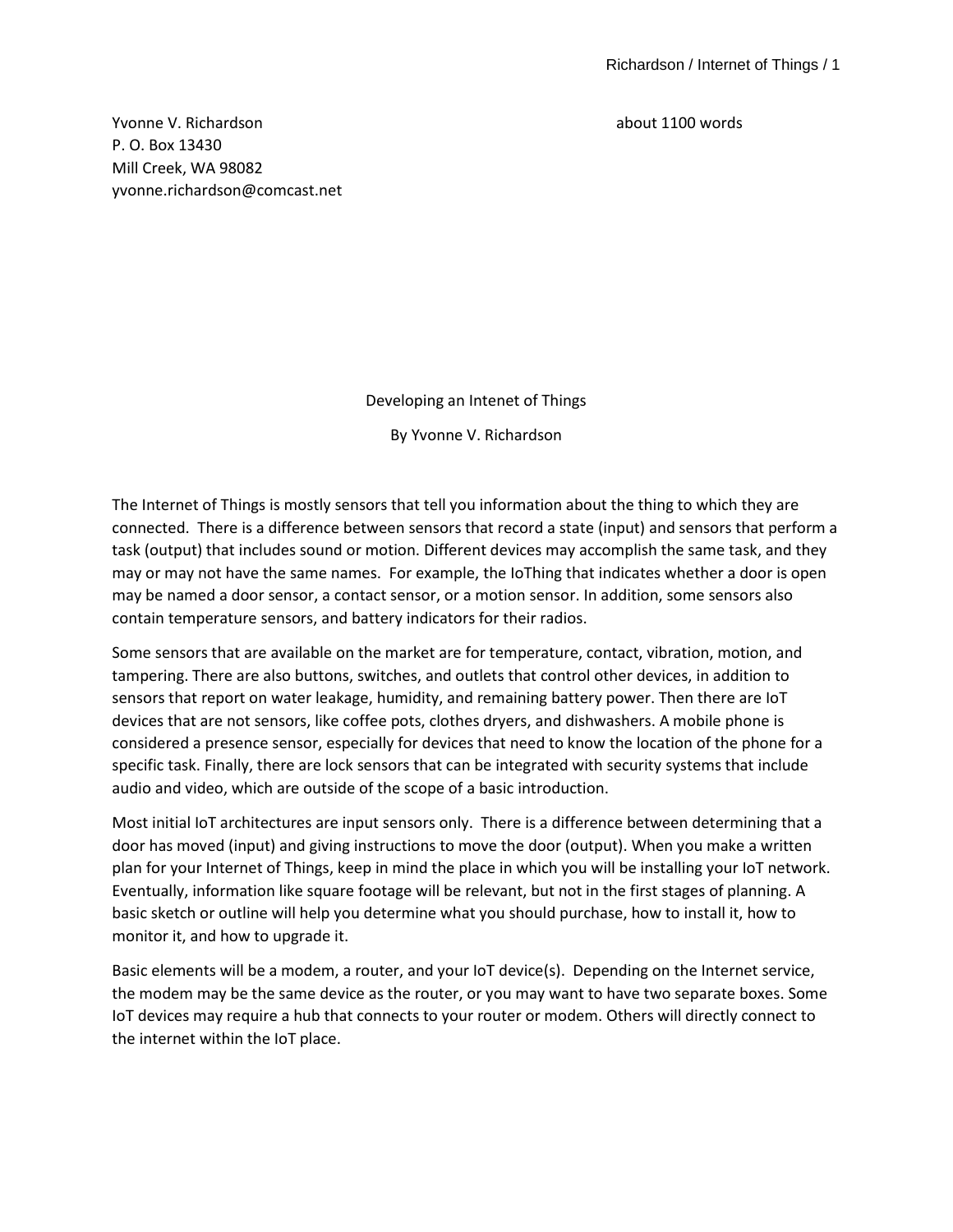Yvonne V. Richardson
P. O. Box 13430
Mill Creek, WA 98082
yvonne.richardson@comcast.net

about 1100 words

# Developing an Intenet of Things

By Yvonne V. Richardson

The Internet of Things is mostly sensors that tell you information about the thing to which they are connected. There is a difference between sensors that record a state (input) and sensors that perform a task (output) that includes sound or motion. Different devices may accomplish the same task, and they may or may not have the same names. For example, the IoThing that indicates whether a door is open may be named a door sensor, a contact sensor, or a motion sensor. In addition, some sensors also contain temperature sensors, and battery indicators for their radios.

Some sensors that are available on the market are for temperature, contact, vibration, motion, and tampering. There are also buttons, switches, and outlets that control other devices, in addition to sensors that report on water leakage, humidity, and remaining battery power. Then there are IoT devices that are not sensors, like coffee pots, clothes dryers, and dishwashers. A mobile phone is considered a presence sensor, especially for devices that need to know the location of the phone for a specific task. Finally, there are lock sensors that can be integrated with security systems that include audio and video, which are outside of the scope of a basic introduction.

Most initial IoT architectures are input sensors only. There is a difference between determining that a door has moved (input) and giving instructions to move the door (output). When you make a written plan for your Internet of Things, keep in mind the place in which you will be installing your IoT network. Eventually, information like square footage will be relevant, but not in the first stages of planning. A basic sketch or outline will help you determine what you should purchase, how to install it, how to monitor it, and how to upgrade it.

Basic elements will be a modem, a router, and your IoT device(s). Depending on the Internet service, the modem may be the same device as the router, or you may want to have two separate boxes. Some IoT devices may require a hub that connects to your router or modem. Others will directly connect to the internet within the IoT place.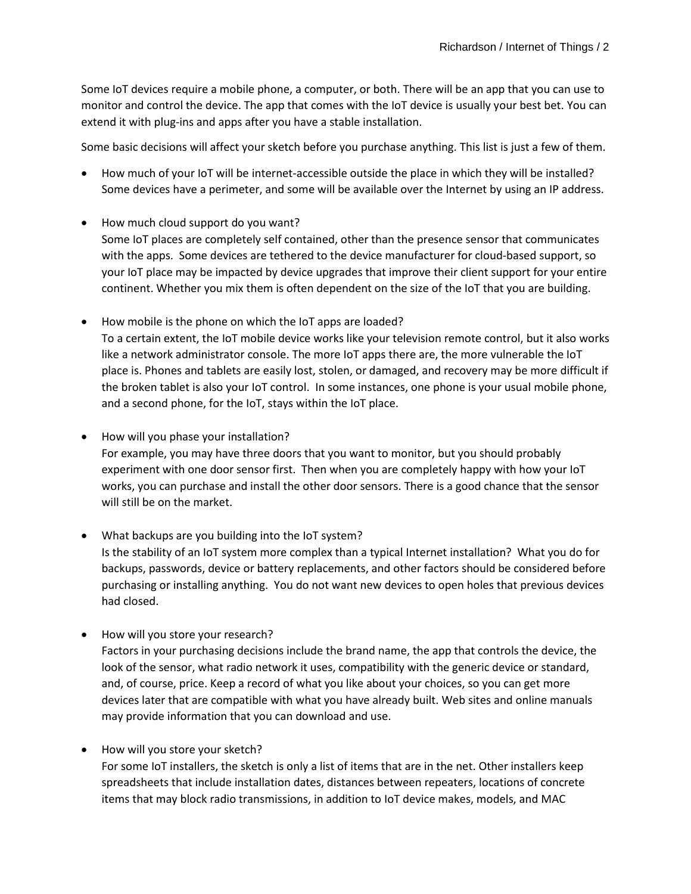Some IoT devices require a mobile phone, a computer, or both. There will be an app that you can use to monitor and control the device. The app that comes with the IoT device is usually your best bet. You can extend it with plug-ins and apps after you have a stable installation.

Some basic decisions will affect your sketch before you purchase anything. This list is just a few of them.

- How much of your IoT will be internet-accessible outside the place in which they will be installed? Some devices have a perimeter, and some will be available over the Internet by using an IP address.

- How much cloud support do you want?
  Some IoT places are completely self contained, other than the presence sensor that communicates with the apps. Some devices are tethered to the device manufacturer for cloud-based support, so your IoT place may be impacted by device upgrades that improve their client support for your entire continent. Whether you mix them is often dependent on the size of the IoT that you are building.

- How mobile is the phone on which the IoT apps are loaded?
  To a certain extent, the IoT mobile device works like your television remote control, but it also works like a network administrator console. The more IoT apps there are, the more vulnerable the IoT place is. Phones and tablets are easily lost, stolen, or damaged, and recovery may be more difficult if the broken tablet is also your IoT control. In some instances, one phone is your usual mobile phone, and a second phone, for the IoT, stays within the IoT place.

- How will you phase your installation?
  For example, you may have three doors that you want to monitor, but you should probably experiment with one door sensor first. Then when you are completely happy with how your IoT works, you can purchase and install the other door sensors. There is a good chance that the sensor will still be on the market.

- What backups are you building into the IoT system?
  Is the stability of an IoT system more complex than a typical Internet installation? What you do for backups, passwords, device or battery replacements, and other factors should be considered before purchasing or installing anything. You do not want new devices to open holes that previous devices had closed.

- How will you store your research?
  Factors in your purchasing decisions include the brand name, the app that controls the device, the look of the sensor, what radio network it uses, compatibility with the generic device or standard, and, of course, price. Keep a record of what you like about your choices, so you can get more devices later that are compatible with what you have already built. Web sites and online manuals may provide information that you can download and use.

- How will you store your sketch?
  For some IoT installers, the sketch is only a list of items that are in the net. Other installers keep spreadsheets that include installation dates, distances between repeaters, locations of concrete items that may block radio transmissions, in addition to IoT device makes, models, and MAC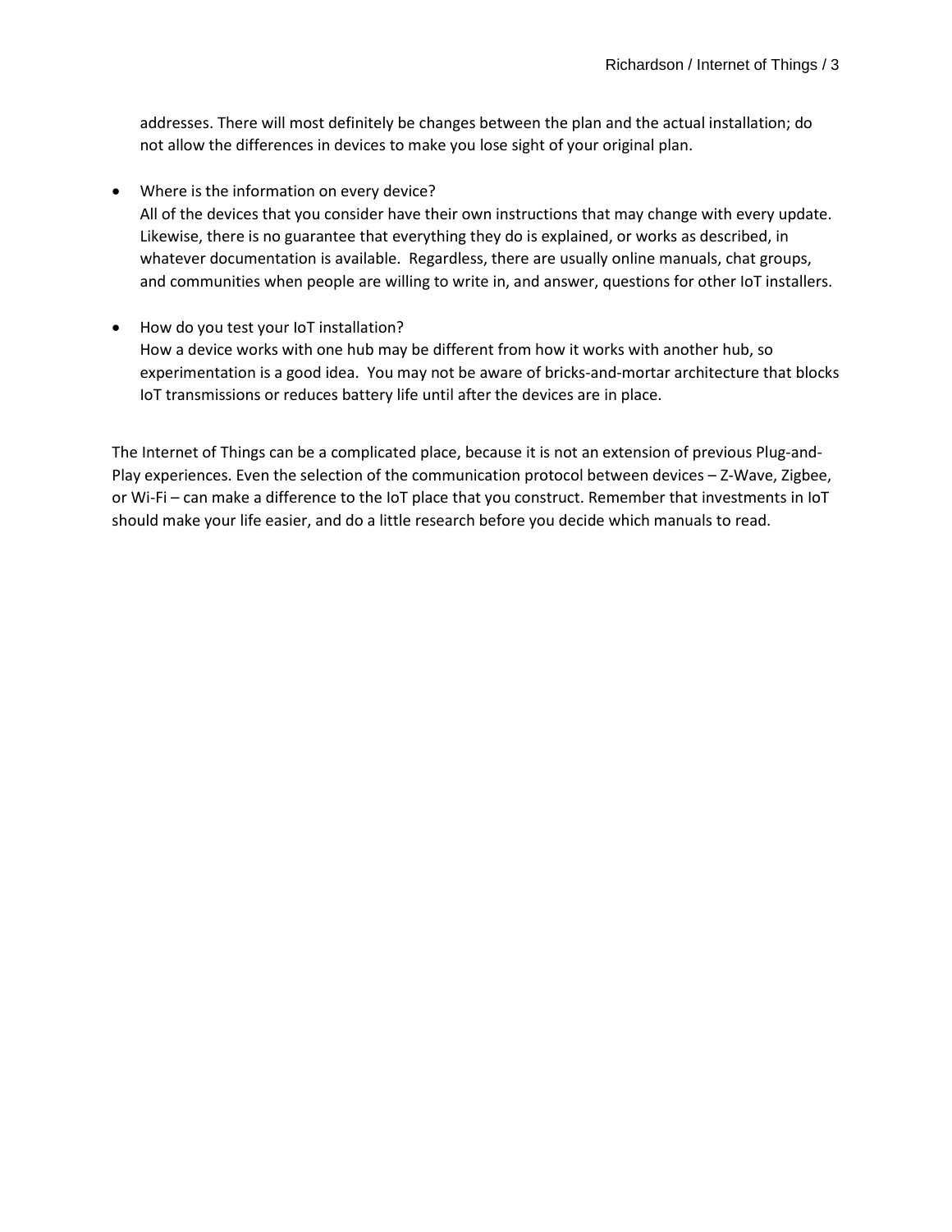addresses. There will most definitely be changes between the plan and the actual installation; do not allow the differences in devices to make you lose sight of your original plan.

- Where is the information on every device?
  All of the devices that you consider have their own instructions that may change with every update. Likewise, there is no guarantee that everything they do is explained, or works as described, in whatever documentation is available. Regardless, there are usually online manuals, chat groups, and communities when people are willing to write in, and answer, questions for other IoT installers.

- How do you test your IoT installation?
  How a device works with one hub may be different from how it works with another hub, so experimentation is a good idea. You may not be aware of bricks-and-mortar architecture that blocks IoT transmissions or reduces battery life until after the devices are in place.

The Internet of Things can be a complicated place, because it is not an extension of previous Plug-and-Play experiences. Even the selection of the communication protocol between devices – Z-Wave, Zigbee, or Wi-Fi – can make a difference to the IoT place that you construct. Remember that investments in IoT should make your life easier, and do a little research before you decide which manuals to read.